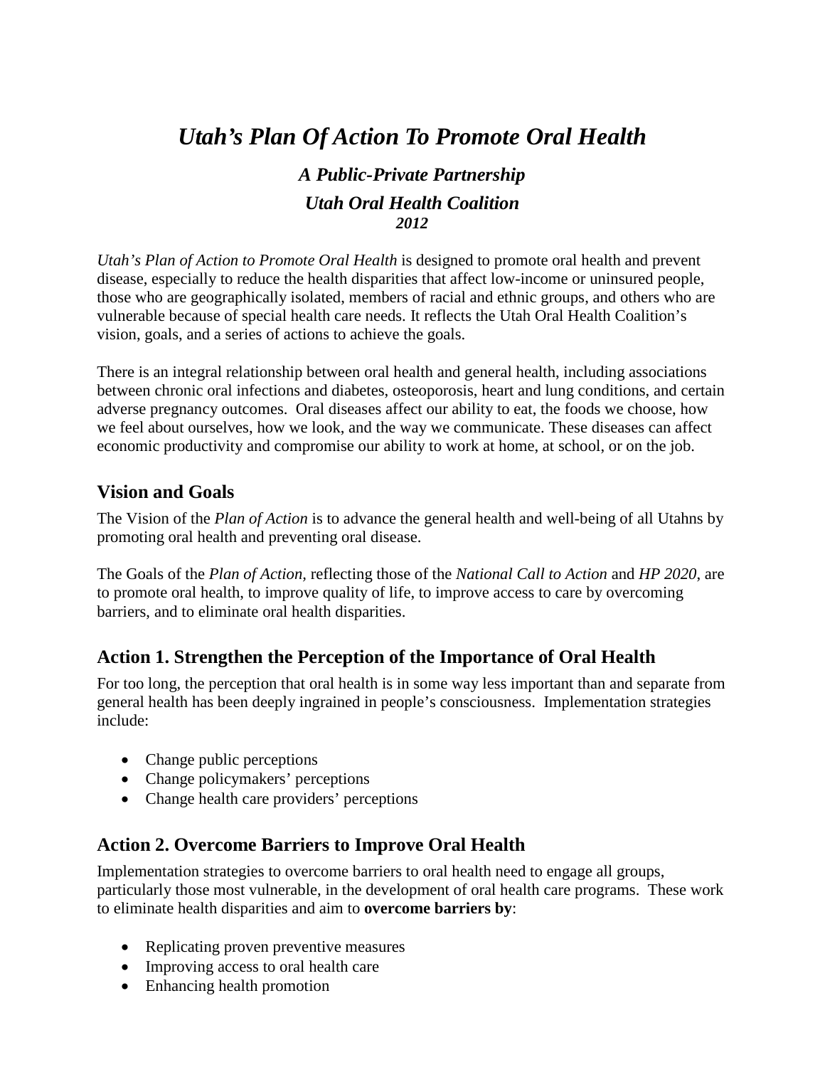# *Utah's Plan Of Action To Promote Oral Health*

### *A Public-Private Partnership*

### *Utah Oral Health Coalition*

***2012***

*Utah's Plan of Action to Promote Oral Health* is designed to promote oral health and prevent disease, especially to reduce the health disparities that affect low-income or uninsured people, those who are geographically isolated, members of racial and ethnic groups, and others who are vulnerable because of special health care needs. It reflects the Utah Oral Health Coalition's vision, goals, and a series of actions to achieve the goals.

There is an integral relationship between oral health and general health, including associations between chronic oral infections and diabetes, osteoporosis, heart and lung conditions, and certain adverse pregnancy outcomes. Oral diseases affect our ability to eat, the foods we choose, how we feel about ourselves, how we look, and the way we communicate. These diseases can affect economic productivity and compromise our ability to work at home, at school, or on the job.

## Vision and Goals

The Vision of the *Plan of Action* is to advance the general health and well-being of all Utahns by promoting oral health and preventing oral disease.

The Goals of the *Plan of Action*, reflecting those of the *National Call to Action* and *HP 2020*, are to promote oral health, to improve quality of life, to improve access to care by overcoming barriers, and to eliminate oral health disparities.

## Action 1. Strengthen the Perception of the Importance of Oral Health

For too long, the perception that oral health is in some way less important than and separate from general health has been deeply ingrained in people's consciousness. Implementation strategies include:

- Change public perceptions
- Change policymakers' perceptions
- Change health care providers' perceptions

## Action 2. Overcome Barriers to Improve Oral Health

Implementation strategies to overcome barriers to oral health need to engage all groups, particularly those most vulnerable, in the development of oral health care programs. These work to eliminate health disparities and aim to **overcome barriers by**:

- Replicating proven preventive measures
- Improving access to oral health care
- Enhancing health promotion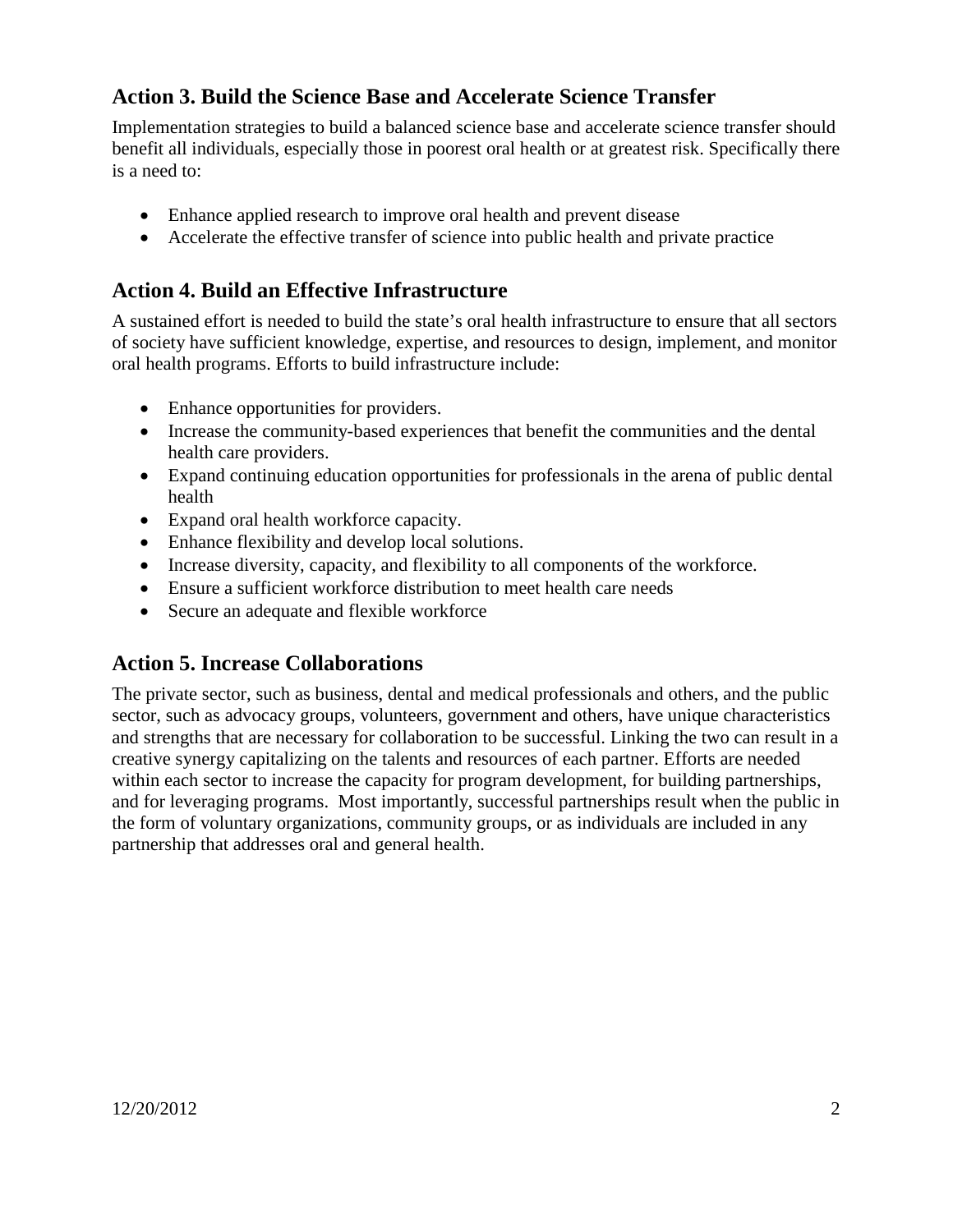## Action 3. Build the Science Base and Accelerate Science Transfer

Implementation strategies to build a balanced science base and accelerate science transfer should benefit all individuals, especially those in poorest oral health or at greatest risk. Specifically there is a need to:

- Enhance applied research to improve oral health and prevent disease
- Accelerate the effective transfer of science into public health and private practice

## Action 4. Build an Effective Infrastructure

A sustained effort is needed to build the state's oral health infrastructure to ensure that all sectors of society have sufficient knowledge, expertise, and resources to design, implement, and monitor oral health programs. Efforts to build infrastructure include:

- Enhance opportunities for providers.
- Increase the community-based experiences that benefit the communities and the dental health care providers.
- Expand continuing education opportunities for professionals in the arena of public dental health
- Expand oral health workforce capacity.
- Enhance flexibility and develop local solutions.
- Increase diversity, capacity, and flexibility to all components of the workforce.
- Ensure a sufficient workforce distribution to meet health care needs
- Secure an adequate and flexible workforce

## Action 5. Increase Collaborations

The private sector, such as business, dental and medical professionals and others, and the public sector, such as advocacy groups, volunteers, government and others, have unique characteristics and strengths that are necessary for collaboration to be successful. Linking the two can result in a creative synergy capitalizing on the talents and resources of each partner. Efforts are needed within each sector to increase the capacity for program development, for building partnerships, and for leveraging programs. Most importantly, successful partnerships result when the public in the form of voluntary organizations, community groups, or as individuals are included in any partnership that addresses oral and general health.